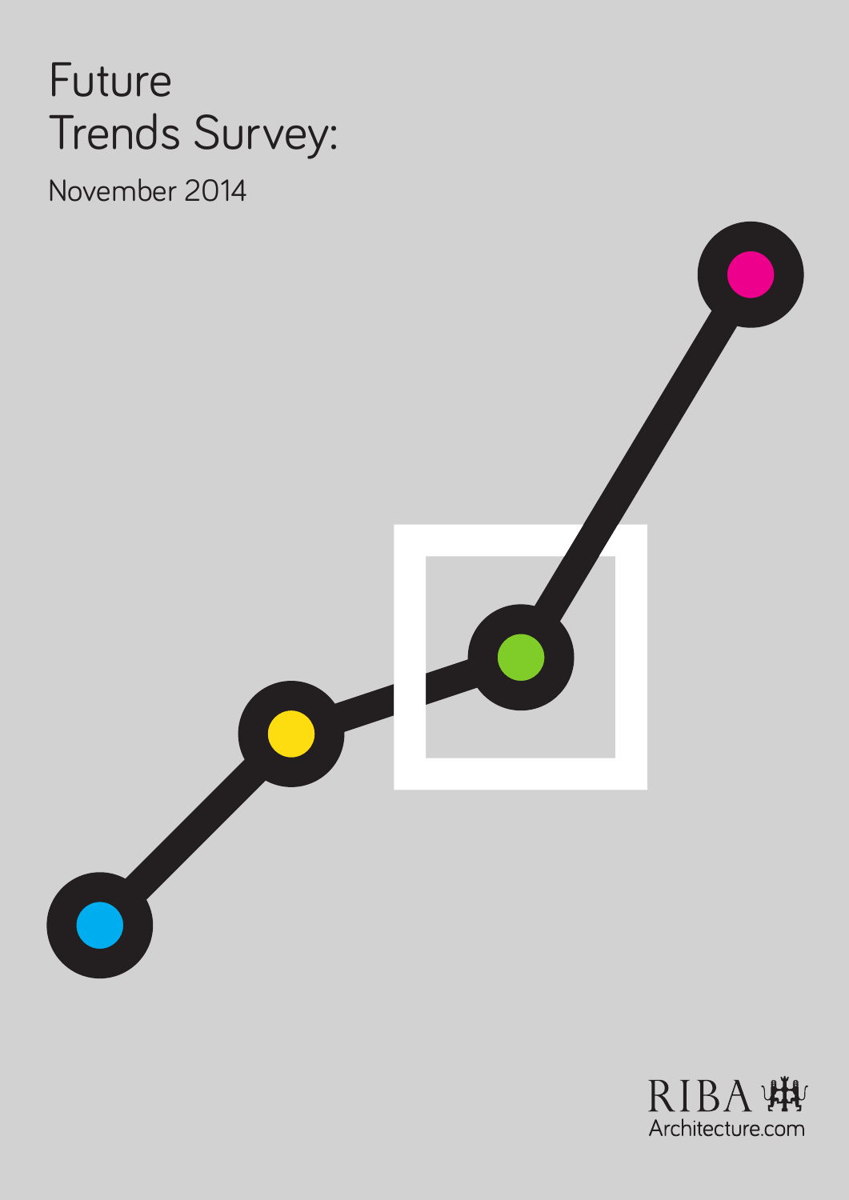# Future Trends Survey:

November 2014

RIBA
Architecture.com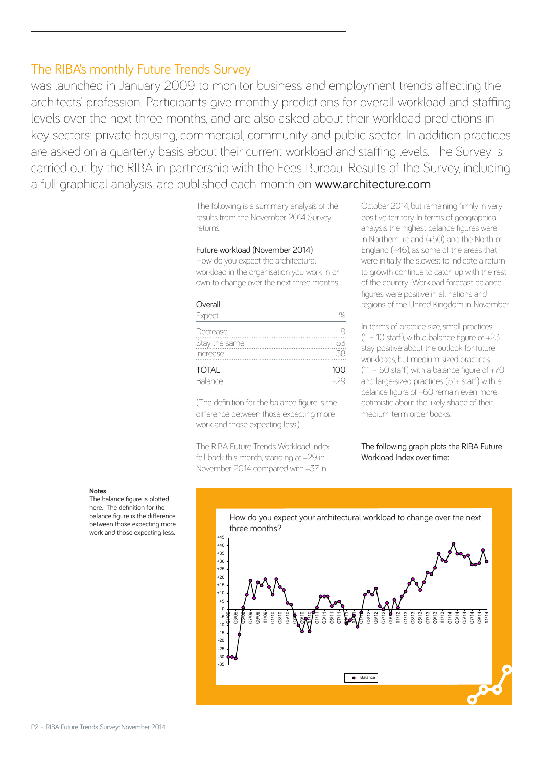## The RIBA's monthly Future Trends Survey

was launched in January 2009 to monitor business and employment trends affecting the architects' profession. Participants give monthly predictions for overall workload and staffing levels over the next three months, and are also asked about their workload predictions in key sectors: private housing, commercial, community and public sector. In addition practices are asked on a quarterly basis about their current workload and staffing levels. The Survey is carried out by the RIBA in partnership with the Fees Bureau. Results of the Survey, including a full graphical analysis, are published each month on www.architecture.com

The following is a summary analysis of the results from the November 2014 Survey returns.

### Future workload (November 2014)

How do you expect the architectural workload in the organisation you work in or own to change over the next three months.

**Overall**

| Expect | % |
|---|---|
| Decrease | 9 |
| Stay the same | 53 |
| Increase | 38 |
| TOTAL | 100 |
| Balance | +29 |

(The definition for the balance figure is the difference between those expecting more work and those expecting less.)

The RIBA Future Trends Workload Index fell back this month, standing at +29 in November 2014 compared with +37 in October 2014, but remaining firmly in very positive territory. In terms of geographical analysis the highest balance figures were in Northern Ireland (+50) and the North of England (+46), as some of the areas that were initially the slowest to indicate a return to growth continue to catch up with the rest of the country. Workload forecast balance figures were positive in all nations and regions of the United Kingdom in November.

In terms of practice size, small practices (1 – 10 staff), with a balance figure of +23, stay positive about the outlook for future workloads, but medium-sized practices (11 – 50 staff) with a balance figure of +70 and large-sized practices (51+ staff) with a balance figure of +60 remain even more optimistic about the likely shape of their medium term order books.

The following graph plots the RIBA Future Workload Index over time:

**Notes**
The balance figure is plotted here. The definition for the balance figure is the difference between those expecting more work and those expecting less.

How do you expect your architectural workload to change over the next three months?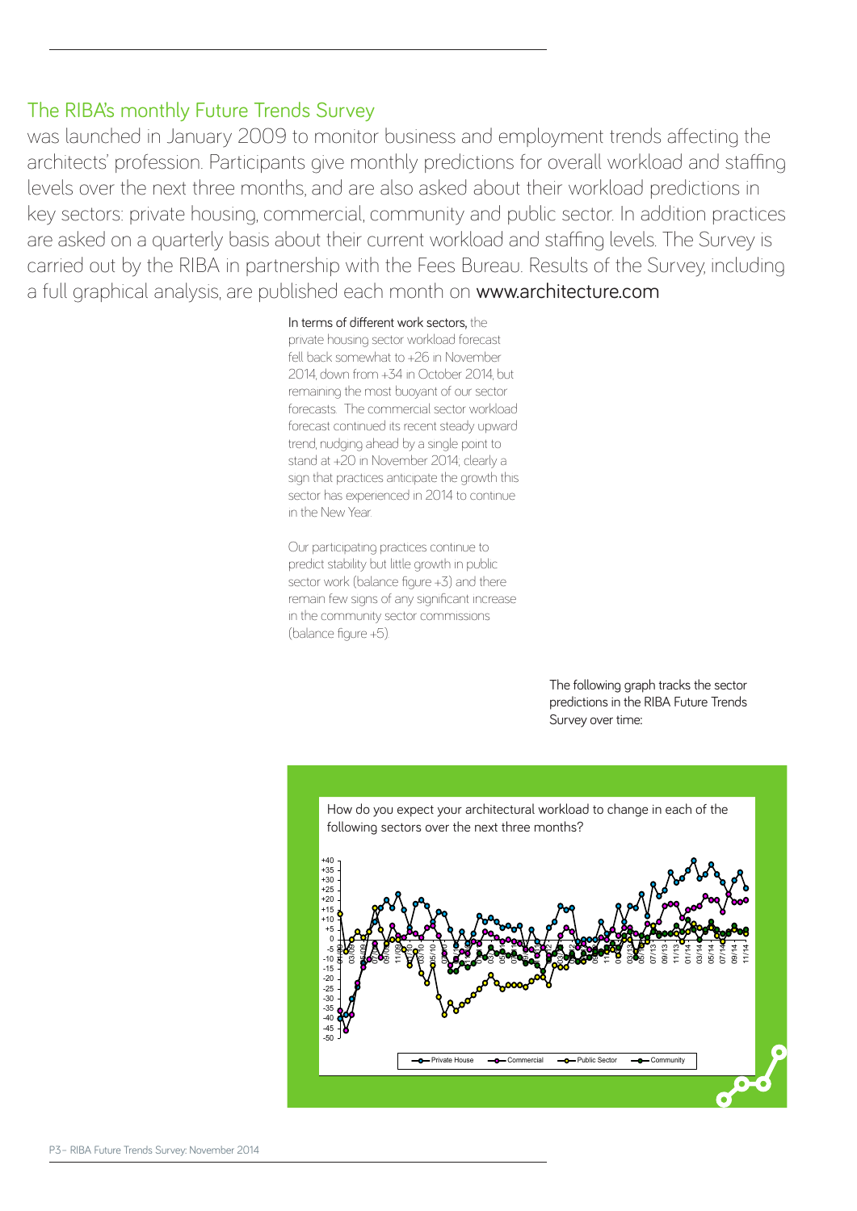## The RIBA's monthly Future Trends Survey

was launched in January 2009 to monitor business and employment trends affecting the architects' profession. Participants give monthly predictions for overall workload and staffing levels over the next three months, and are also asked about their workload predictions in key sectors: private housing, commercial, community and public sector. In addition practices are asked on a quarterly basis about their current workload and staffing levels. The Survey is carried out by the RIBA in partnership with the Fees Bureau. Results of the Survey, including a full graphical analysis, are published each month on **www.architecture.com**

In terms of different work sectors, the private housing sector workload forecast fell back somewhat to +26 in November 2014, down from +34 in October 2014, but remaining the most buoyant of our sector forecasts. The commercial sector workload forecast continued its recent steady upward trend, nudging ahead by a single point to stand at +20 in November 2014, clearly a sign that practices anticipate the growth this sector has experienced in 2014 to continue in the New Year.

Our participating practices continue to predict stability but little growth in public sector work (balance figure +3) and there remain few signs of any significant increase in the community sector commissions (balance figure +5).

The following graph tracks the sector predictions in the RIBA Future Trends Survey over time:

How do you expect your architectural workload to change in each of the following sectors over the next three months?

Private House — Commercial — Public Sector — Community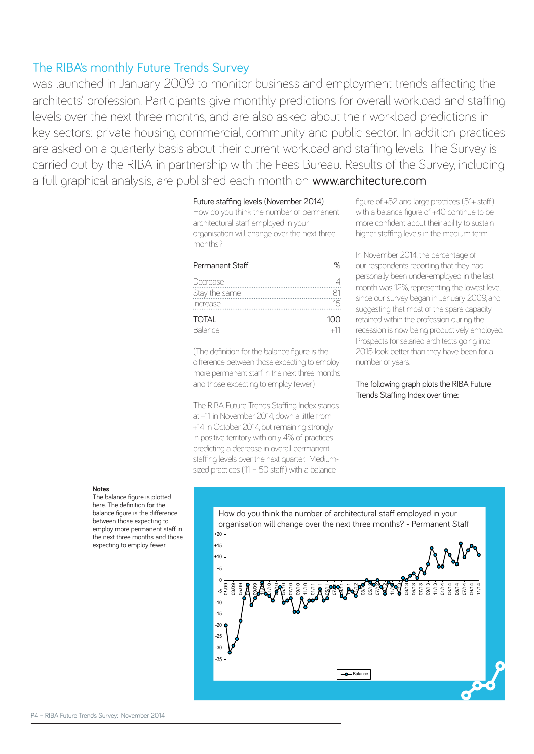## The RIBA's monthly Future Trends Survey

was launched in January 2009 to monitor business and employment trends affecting the architects' profession. Participants give monthly predictions for overall workload and staffing levels over the next three months, and are also asked about their workload predictions in key sectors: private housing, commercial, community and public sector. In addition practices are asked on a quarterly basis about their current workload and staffing levels. The Survey is carried out by the RIBA in partnership with the Fees Bureau. Results of the Survey, including a full graphical analysis, are published each month on www.architecture.com

### Future staffing levels (November 2014)

How do you think the number of permanent architectural staff employed in your organisation will change over the next three months?

| Permanent Staff | % |
|---|---|
| Decrease | 4 |
| Stay the same | 81 |
| Increase | 15 |
| TOTAL | 100 |
| Balance | +11 |

(The definition for the balance figure is the difference between those expecting to employ more permanent staff in the next three months and those expecting to employ fewer.)

The RIBA Future Trends Staffing Index stands at +11 in November 2014, down a little from +14 in October 2014, but remaining strongly in positive territory, with only 4% of practices predicting a decrease in overall permanent staffing levels over the next quarter. Medium-sized practices (11 – 50 staff) with a balance figure of +52 and large practices (51+ staff) with a balance figure of +40 continue to be more confident about their ability to sustain higher staffing levels in the medium term.

In November 2014, the percentage of our respondents reporting that they had personally been under-employed in the last month was 12%, representing the lowest level since our survey began in January 2009, and suggesting that most of the spare capacity retained within the profession during the recession is now being productively employed. Prospects for salaried architects going into 2015 look better than they have been for a number of years.

The following graph plots the RIBA Future Trends Staffing Index over time:

**Notes**

The balance figure is plotted here. The definition for the balance figure is the difference between those expecting to employ more permanent staff in the next three months and those expecting to employ fewer

How do you think the number of architectural staff employed in your organisation will change over the next three months? - Permanent Staff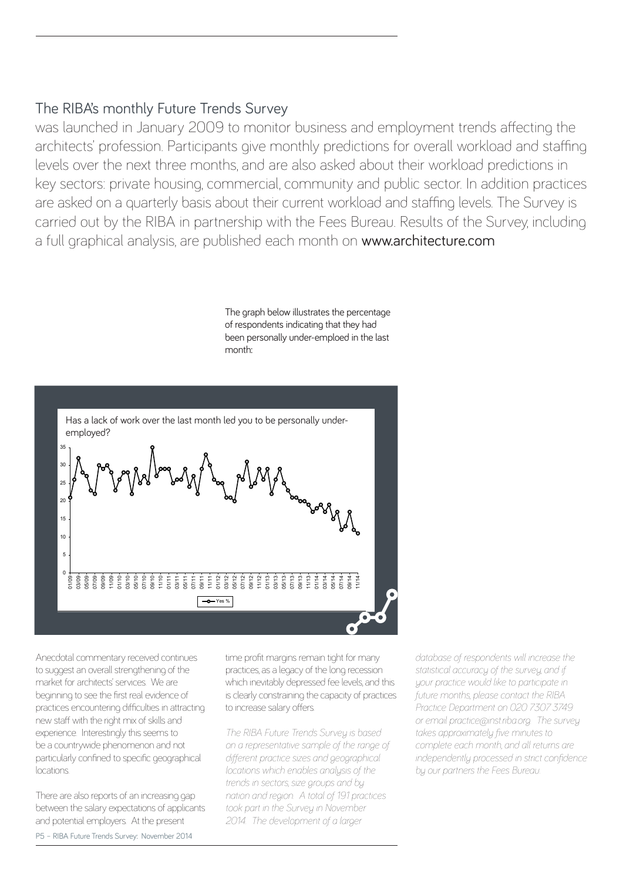## The RIBA's monthly Future Trends Survey

was launched in January 2009 to monitor business and employment trends affecting the architects' profession. Participants give monthly predictions for overall workload and staffing levels over the next three months, and are also asked about their workload predictions in key sectors: private housing, commercial, community and public sector. In addition practices are asked on a quarterly basis about their current workload and staffing levels. The Survey is carried out by the RIBA in partnership with the Fees Bureau. Results of the Survey, including a full graphical analysis, are published each month on **www.architecture.com**

The graph below illustrates the percentage of respondents indicating that they had been personally under-emploed in the last month:

Has a lack of work over the last month led you to be personally under-employed?

35
30
25
20
15
10
5
0

01/09 03/09 05/09 07/09 09/09 11/09 01/10 03/10 05/10 07/10 09/10 11/10 01/11 03/11 05/11 07/11 09/11 11/11 01/12 03/12 05/12 07/12 09/12 11/12 01/13 03/13 05/13 07/13 09/13 11/13 01/14 03/14 05/14 07/14 09/14 11/14

Yes %

Anecdotal commentary received continues to suggest an overall strengthening of the market for architects' services. We are beginning to see the first real evidence of practices encountering difficulties in attracting new staff with the right mix of skills and experience. Interestingly this seems to be a countrywide phenomenon and not particularly confined to specific geographical locations.

There are also reports of an increasing gap between the salary expectations of applicants and potential employers. At the present time profit margins remain tight for many practices, as a legacy of the long recession which inevitably depressed fee levels, and this is clearly constraining the capacity of practices to increase salary offers.

*The RIBA Future Trends Survey is based on a representative sample of the range of different practice sizes and geographical locations which enables analysis of the trends in sectors, size groups and by nation and region. A total of 191 practices took part in the Survey in November 2014. The development of a larger database of respondents will increase the statistical accuracy of the survey, and if your practice would like to participate in future months, please contact the RIBA Practice Department on 020 7307 3749 or email practice@inst.riba.org. The survey takes approximately five minutes to complete each month, and all returns are independently processed in strict confidence by our partners the Fees Bureau.*